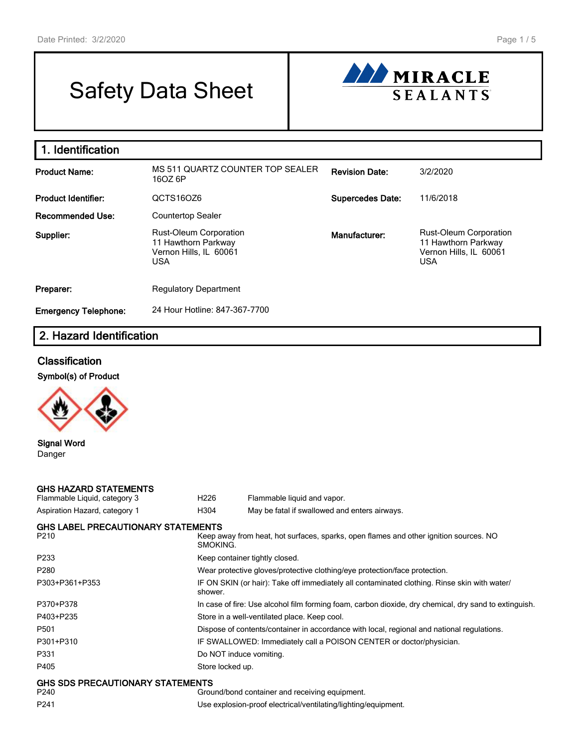# Safety Data Sheet

MIRACLE SEALANTS

## 1. Identification

| | | | |
|---|---|---|---|
| **Product Name:** | MS 511 QUARTZ COUNTER TOP SEALER 16OZ 6P | **Revision Date:** | 3/2/2020 |
| **Product Identifier:** | QCTS16OZ6 | **Supercedes Date:** | 11/6/2018 |
| **Recommended Use:** | Countertop Sealer | | |
| **Supplier:** | Rust-Oleum Corporation<br>11 Hawthorn Parkway<br>Vernon Hills, IL 60061<br>USA | **Manufacturer:** | Rust-Oleum Corporation<br>11 Hawthorn Parkway<br>Vernon Hills, IL 60061<br>USA |
| **Preparer:** | Regulatory Department | | |
| **Emergency Telephone:** | 24 Hour Hotline: 847-367-7700 | | |

## 2. Hazard Identification

### Classification

**Symbol(s) of Product**

**Signal Word**
Danger

**GHS HAZARD STATEMENTS**

| | | |
|---|---|---|
| Flammable Liquid, category 3 | H226 | Flammable liquid and vapor. |
| Aspiration Hazard, category 1 | H304 | May be fatal if swallowed and enters airways. |

**GHS LABEL PRECAUTIONARY STATEMENTS**

| | |
|---|---|
| P210 | Keep away from heat, hot surfaces, sparks, open flames and other ignition sources. NO SMOKING. |
| P233 | Keep container tightly closed. |
| P280 | Wear protective gloves/protective clothing/eye protection/face protection. |
| P303+P361+P353 | IF ON SKIN (or hair): Take off immediately all contaminated clothing. Rinse skin with water/ shower. |
| P370+P378 | In case of fire: Use alcohol film forming foam, carbon dioxide, dry chemical, dry sand to extinguish. |
| P403+P235 | Store in a well-ventilated place. Keep cool. |
| P501 | Dispose of contents/container in accordance with local, regional and national regulations. |
| P301+P310 | IF SWALLOWED: Immediately call a POISON CENTER or doctor/physician. |
| P331 | Do NOT induce vomiting. |
| P405 | Store locked up. |

**GHS SDS PRECAUTIONARY STATEMENTS**

| | |
|---|---|
| P240 | Ground/bond container and receiving equipment. |
| P241 | Use explosion-proof electrical/ventilating/lighting/equipment. |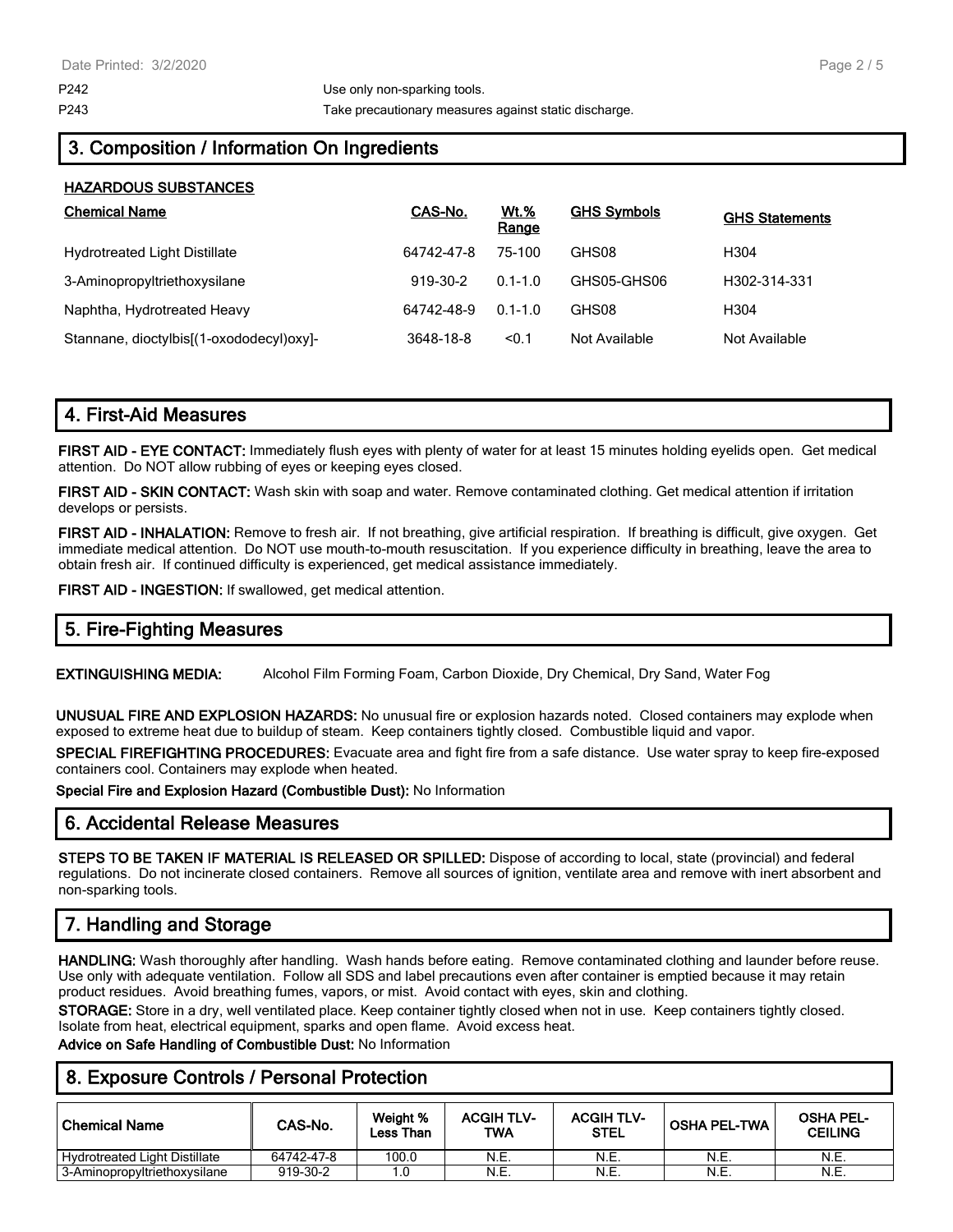P242 Use only non-sparking tools.

P243 Take precautionary measures against static discharge.

## 3. Composition / Information On Ingredients

**HAZARDOUS SUBSTANCES**

| Chemical Name | CAS-No. | Wt.% Range | GHS Symbols | GHS Statements |
|---|---|---|---|---|
| Hydrotreated Light Distillate | 64742-47-8 | 75-100 | GHS08 | H304 |
| 3-Aminopropyltriethoxysilane | 919-30-2 | 0.1-1.0 | GHS05-GHS06 | H302-314-331 |
| Naphtha, Hydrotreated Heavy | 64742-48-9 | 0.1-1.0 | GHS08 | H304 |
| Stannane, dioctylbis[(1-oxododecyl)oxy]- | 3648-18-8 | <0.1 | Not Available | Not Available |

## 4. First-Aid Measures

**FIRST AID - EYE CONTACT:** Immediately flush eyes with plenty of water for at least 15 minutes holding eyelids open. Get medical attention. Do NOT allow rubbing of eyes or keeping eyes closed.

**FIRST AID - SKIN CONTACT:** Wash skin with soap and water. Remove contaminated clothing. Get medical attention if irritation develops or persists.

**FIRST AID - INHALATION:** Remove to fresh air. If not breathing, give artificial respiration. If breathing is difficult, give oxygen. Get immediate medical attention. Do NOT use mouth-to-mouth resuscitation. If you experience difficulty in breathing, leave the area to obtain fresh air. If continued difficulty is experienced, get medical assistance immediately.

**FIRST AID - INGESTION:** If swallowed, get medical attention.

## 5. Fire-Fighting Measures

**EXTINGUISHING MEDIA:** Alcohol Film Forming Foam, Carbon Dioxide, Dry Chemical, Dry Sand, Water Fog

**UNUSUAL FIRE AND EXPLOSION HAZARDS:** No unusual fire or explosion hazards noted. Closed containers may explode when exposed to extreme heat due to buildup of steam. Keep containers tightly closed. Combustible liquid and vapor.

**SPECIAL FIREFIGHTING PROCEDURES:** Evacuate area and fight fire from a safe distance. Use water spray to keep fire-exposed containers cool. Containers may explode when heated.

**Special Fire and Explosion Hazard (Combustible Dust):** No Information

## 6. Accidental Release Measures

**STEPS TO BE TAKEN IF MATERIAL IS RELEASED OR SPILLED:** Dispose of according to local, state (provincial) and federal regulations. Do not incinerate closed containers. Remove all sources of ignition, ventilate area and remove with inert absorbent and non-sparking tools.

## 7. Handling and Storage

**HANDLING:** Wash thoroughly after handling. Wash hands before eating. Remove contaminated clothing and launder before reuse. Use only with adequate ventilation. Follow all SDS and label precautions even after container is emptied because it may retain product residues. Avoid breathing fumes, vapors, or mist. Avoid contact with eyes, skin and clothing.

**STORAGE:** Store in a dry, well ventilated place. Keep container tightly closed when not in use. Keep containers tightly closed. Isolate from heat, electrical equipment, sparks and open flame. Avoid excess heat.

**Advice on Safe Handling of Combustible Dust:** No Information

## 8. Exposure Controls / Personal Protection

| Chemical Name | CAS-No. | Weight % Less Than | ACGIH TLV-TWA | ACGIH TLV-STEL | OSHA PEL-TWA | OSHA PEL-CEILING |
|---|---|---|---|---|---|---|
| Hydrotreated Light Distillate | 64742-47-8 | 100.0 | N.E. | N.E. | N.E. | N.E. |
| 3-Aminopropyltriethoxysilane | 919-30-2 | 1.0 | N.E. | N.E. | N.E. | N.E. |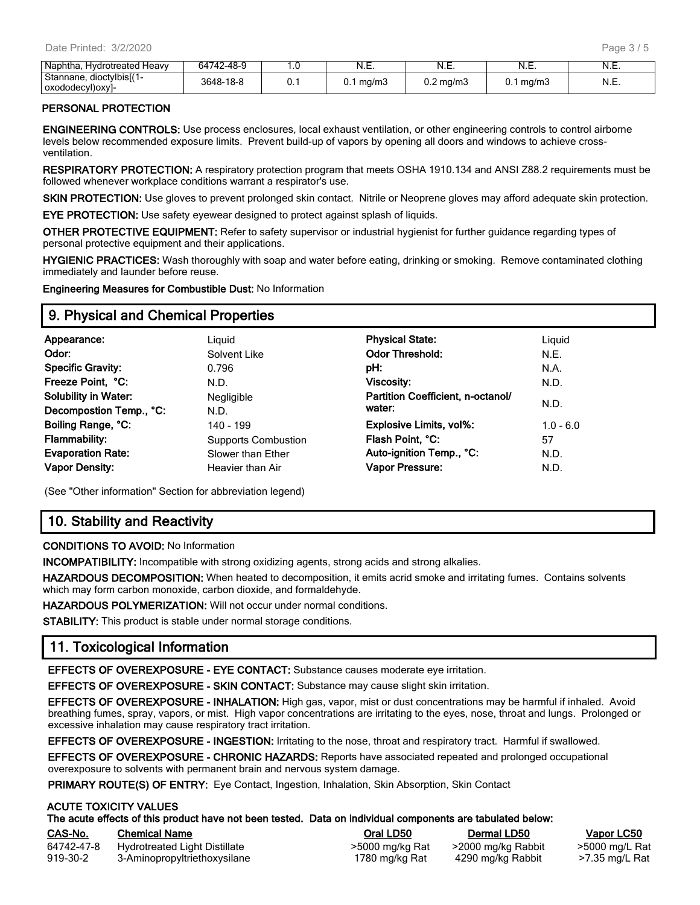| Naphtha, Hydrotreated Heavy | 64742-48-9 | 1.0 | N.E. | N.E. | N.E. | N.E. |
|---|---|---|---|---|---|---|
| Stannane, dioctylbis[(1-oxododecyl)oxy]- | 3648-18-8 | 0.1 | 0.1 mg/m3 | 0.2 mg/m3 | 0.1 mg/m3 | N.E. |

**PERSONAL PROTECTION**

**ENGINEERING CONTROLS:** Use process enclosures, local exhaust ventilation, or other engineering controls to control airborne levels below recommended exposure limits. Prevent build-up of vapors by opening all doors and windows to achieve cross-ventilation.

**RESPIRATORY PROTECTION:** A respiratory protection program that meets OSHA 1910.134 and ANSI Z88.2 requirements must be followed whenever workplace conditions warrant a respirator's use.

**SKIN PROTECTION:** Use gloves to prevent prolonged skin contact. Nitrile or Neoprene gloves may afford adequate skin protection.

**EYE PROTECTION:** Use safety eyewear designed to protect against splash of liquids.

**OTHER PROTECTIVE EQUIPMENT:** Refer to safety supervisor or industrial hygienist for further guidance regarding types of personal protective equipment and their applications.

**HYGIENIC PRACTICES:** Wash thoroughly with soap and water before eating, drinking or smoking. Remove contaminated clothing immediately and launder before reuse.

**Engineering Measures for Combustible Dust:** No Information

## 9. Physical and Chemical Properties

| | | | |
|---|---|---|---|
| **Appearance:** | Liquid | **Physical State:** | Liquid |
| **Odor:** | Solvent Like | **Odor Threshold:** | N.E. |
| **Specific Gravity:** | 0.796 | **pH:** | N.A. |
| **Freeze Point, °C:** | N.D. | **Viscosity:** | N.D. |
| **Solubility in Water:** | Negligible | **Partition Coefficient, n-octanol/ water:** | N.D. |
| **Decompostion Temp., °C:** | N.D. | | |
| **Boiling Range, °C:** | 140 - 199 | **Explosive Limits, vol%:** | 1.0 - 6.0 |
| **Flammability:** | Supports Combustion | **Flash Point, °C:** | 57 |
| **Evaporation Rate:** | Slower than Ether | **Auto-ignition Temp., °C:** | N.D. |
| **Vapor Density:** | Heavier than Air | **Vapor Pressure:** | N.D. |

(See "Other information" Section for abbreviation legend)

## 10. Stability and Reactivity

**CONDITIONS TO AVOID:** No Information

**INCOMPATIBILITY:** Incompatible with strong oxidizing agents, strong acids and strong alkalies.

**HAZARDOUS DECOMPOSITION:** When heated to decomposition, it emits acrid smoke and irritating fumes. Contains solvents which may form carbon monoxide, carbon dioxide, and formaldehyde.

**HAZARDOUS POLYMERIZATION:** Will not occur under normal conditions.

**STABILITY:** This product is stable under normal storage conditions.

## 11. Toxicological Information

**EFFECTS OF OVEREXPOSURE - EYE CONTACT:** Substance causes moderate eye irritation.

**EFFECTS OF OVEREXPOSURE - SKIN CONTACT:** Substance may cause slight skin irritation.

**EFFECTS OF OVEREXPOSURE - INHALATION:** High gas, vapor, mist or dust concentrations may be harmful if inhaled. Avoid breathing fumes, spray, vapors, or mist. High vapor concentrations are irritating to the eyes, nose, throat and lungs. Prolonged or excessive inhalation may cause respiratory tract irritation.

**EFFECTS OF OVEREXPOSURE - INGESTION:** Irritating to the nose, throat and respiratory tract. Harmful if swallowed.

**EFFECTS OF OVEREXPOSURE - CHRONIC HAZARDS:** Reports have associated repeated and prolonged occupational overexposure to solvents with permanent brain and nervous system damage.

**PRIMARY ROUTE(S) OF ENTRY:** Eye Contact, Ingestion, Inhalation, Skin Absorption, Skin Contact

**ACUTE TOXICITY VALUES**

**The acute effects of this product have not been tested. Data on individual components are tabulated below:**

| CAS-No. | Chemical Name | Oral LD50 | Dermal LD50 | Vapor LC50 |
|---|---|---|---|---|
| 64742-47-8 | Hydrotreated Light Distillate | >5000 mg/kg Rat | >2000 mg/kg Rabbit | >5000 mg/L Rat |
| 919-30-2 | 3-Aminopropyltriethoxysilane | 1780 mg/kg Rat | 4290 mg/kg Rabbit | >7.35 mg/L Rat |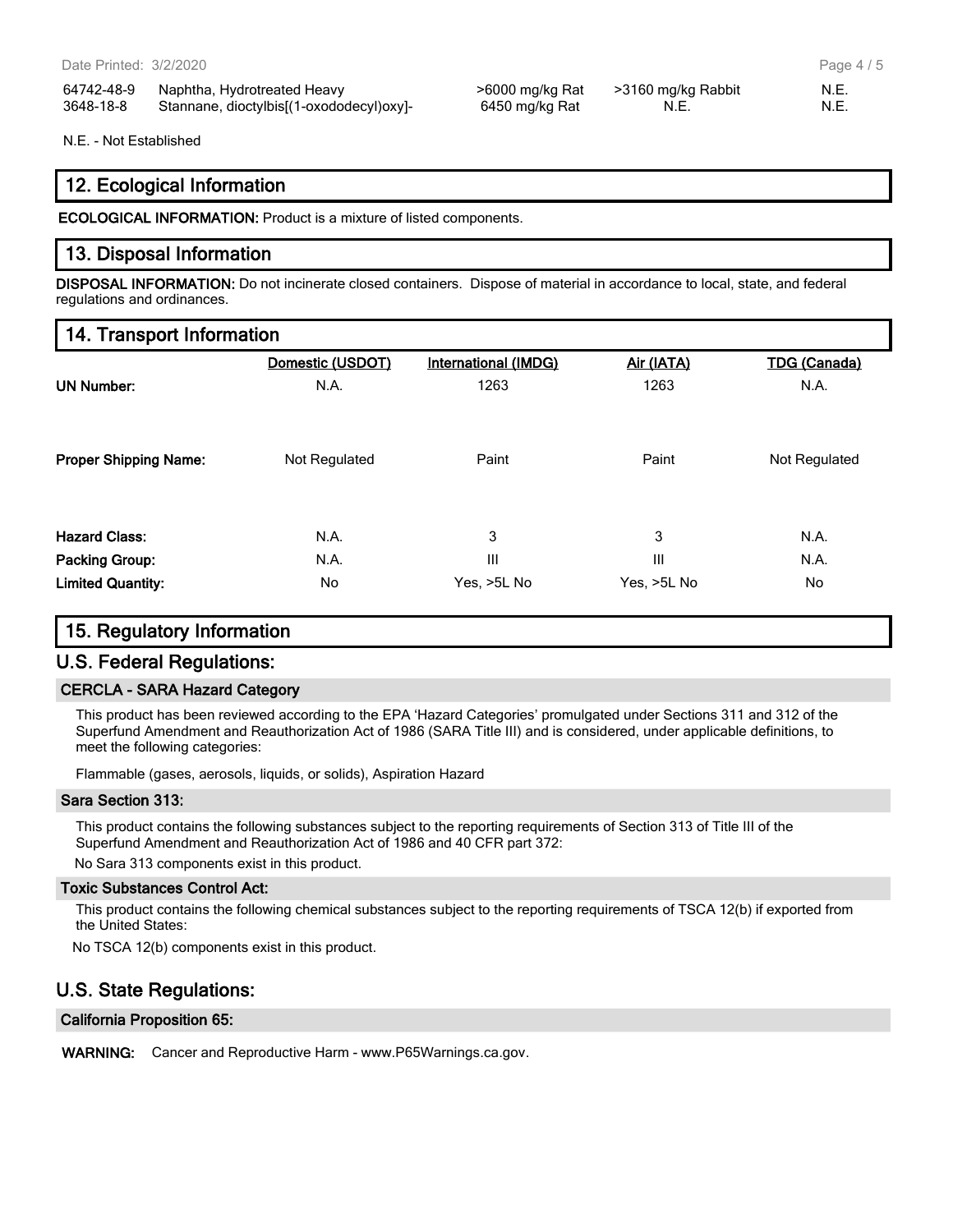| | | | | |
|---|---|---|---|---|
| 64742-48-9 | Naphtha, Hydrotreated Heavy | >6000 mg/kg Rat | >3160 mg/kg Rabbit | N.E. |
| 3648-18-8 | Stannane, dioctylbis[(1-oxododecyl)oxy]- | 6450 mg/kg Rat | N.E. | N.E. |

N.E. - Not Established

## 12. Ecological Information

**ECOLOGICAL INFORMATION:** Product is a mixture of listed components.

## 13. Disposal Information

**DISPOSAL INFORMATION:** Do not incinerate closed containers. Dispose of material in accordance to local, state, and federal regulations and ordinances.

## 14. Transport Information

| | Domestic (USDOT) | International (IMDG) | Air (IATA) | TDG (Canada) |
|---|---|---|---|---|
| **UN Number:** | N.A. | 1263 | 1263 | N.A. |
| **Proper Shipping Name:** | Not Regulated | Paint | Paint | Not Regulated |
| **Hazard Class:** | N.A. | 3 | 3 | N.A. |
| **Packing Group:** | N.A. | III | III | N.A. |
| **Limited Quantity:** | No | Yes, >5L No | Yes, >5L No | No |

## 15. Regulatory Information

## U.S. Federal Regulations:

### CERCLA - SARA Hazard Category

This product has been reviewed according to the EPA 'Hazard Categories' promulgated under Sections 311 and 312 of the Superfund Amendment and Reauthorization Act of 1986 (SARA Title III) and is considered, under applicable definitions, to meet the following categories:

Flammable (gases, aerosols, liquids, or solids), Aspiration Hazard

### Sara Section 313:

This product contains the following substances subject to the reporting requirements of Section 313 of Title III of the Superfund Amendment and Reauthorization Act of 1986 and 40 CFR part 372:

No Sara 313 components exist in this product.

### Toxic Substances Control Act:

This product contains the following chemical substances subject to the reporting requirements of TSCA 12(b) if exported from the United States:

No TSCA 12(b) components exist in this product.

## U.S. State Regulations:

### California Proposition 65:

**WARNING:** Cancer and Reproductive Harm - www.P65Warnings.ca.gov.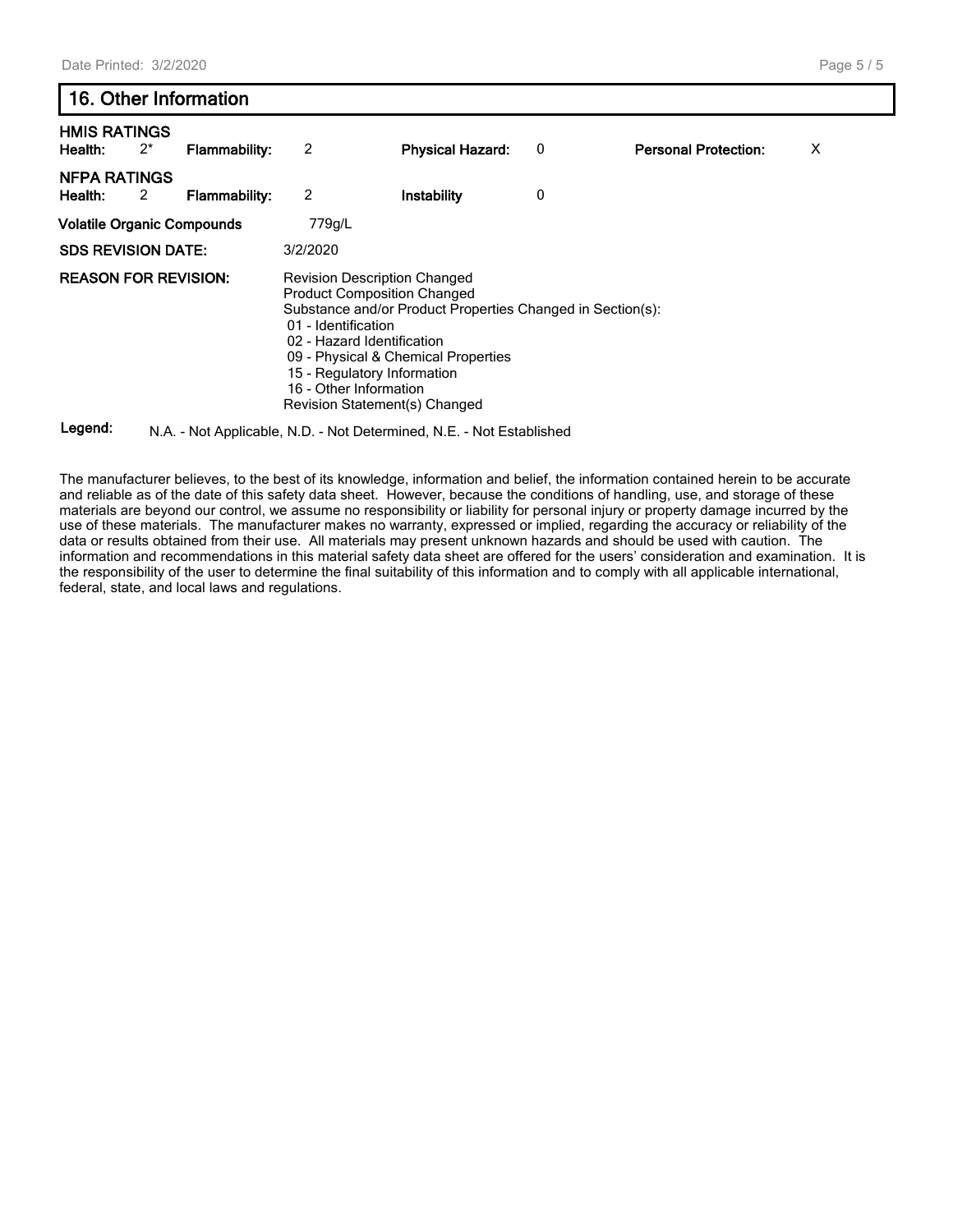## 16. Other Information

**HMIS RATINGS**

| | | | | | | | |
|---|---|---|---|---|---|---|---|
| **Health:** | 2* | **Flammability:** | 2 | **Physical Hazard:** | 0 | **Personal Protection:** | X |

**NFPA RATINGS**

| | | | | | |
|---|---|---|---|---|---|
| **Health:** | 2 | **Flammability:** | 2 | **Instability** | 0 |

**Volatile Organic Compounds** 779g/L

**SDS REVISION DATE:** 3/2/2020

**REASON FOR REVISION:**
Revision Description Changed
Product Composition Changed
Substance and/or Product Properties Changed in Section(s):
01 - Identification
02 - Hazard Identification
09 - Physical & Chemical Properties
15 - Regulatory Information
16 - Other Information
Revision Statement(s) Changed

**Legend:** N.A. - Not Applicable, N.D. - Not Determined, N.E. - Not Established

The manufacturer believes, to the best of its knowledge, information and belief, the information contained herein to be accurate and reliable as of the date of this safety data sheet. However, because the conditions of handling, use, and storage of these materials are beyond our control, we assume no responsibility or liability for personal injury or property damage incurred by the use of these materials. The manufacturer makes no warranty, expressed or implied, regarding the accuracy or reliability of the data or results obtained from their use. All materials may present unknown hazards and should be used with caution. The information and recommendations in this material safety data sheet are offered for the users' consideration and examination. It is the responsibility of the user to determine the final suitability of this information and to comply with all applicable international, federal, state, and local laws and regulations.